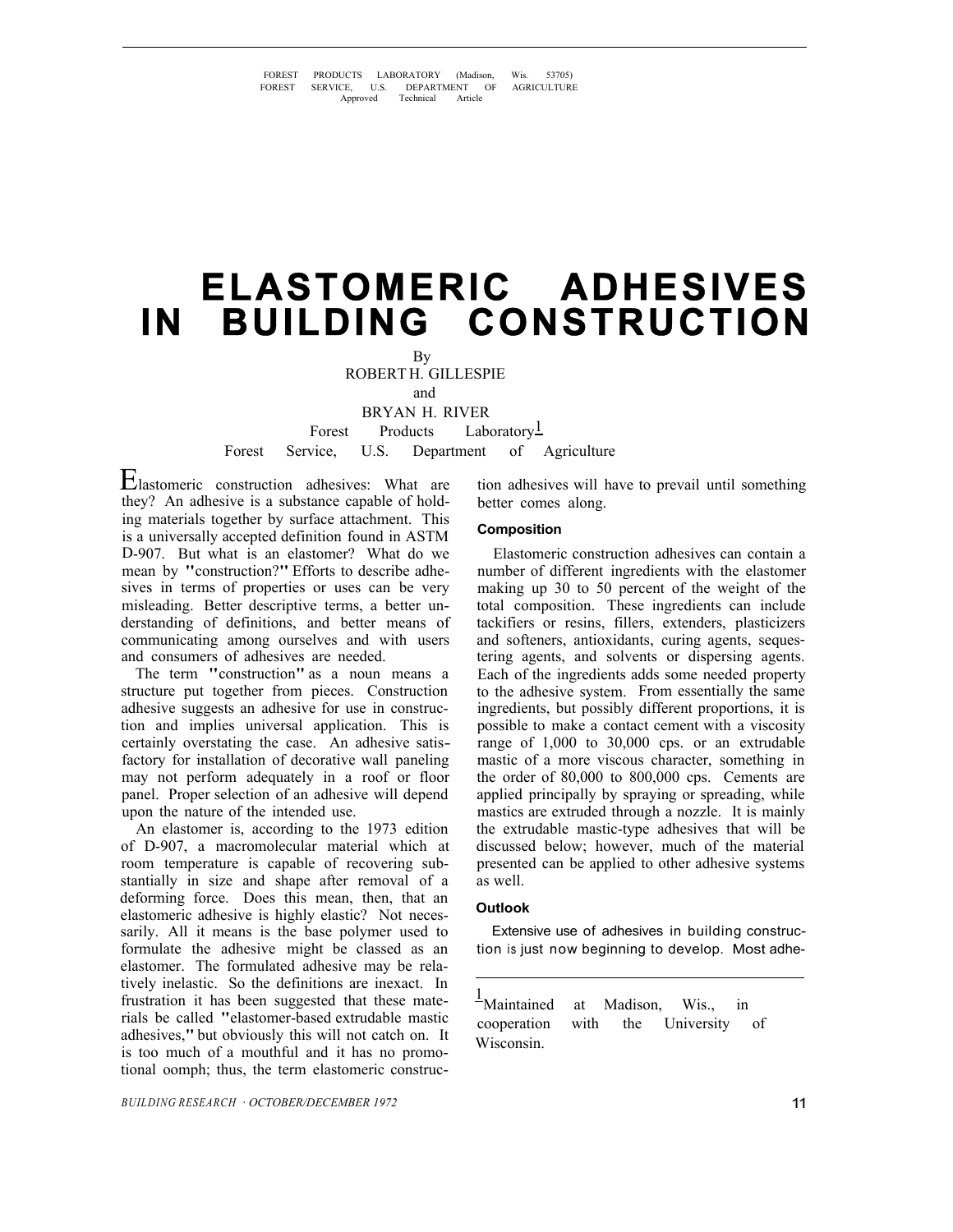FOREST PRODUCTS LABORATORY (Madison, Wis. 53705)
FOREST SERVICE, U.S. DEPARTMENT OF AGRICULTURE
Approved Technical Article

# ELASTOMERIC ADHESIVES IN BUILDING CONSTRUCTION

By
ROBERT H. GILLESPIE
and
BRYAN H. RIVER
Forest Products Laboratory[1]
Forest Service, U.S. Department of Agriculture

Elastomeric construction adhesives: What are they? An adhesive is a substance capable of holding materials together by surface attachment. This is a universally accepted definition found in ASTM D-907. But what is an elastomer? What do we mean by "construction?" Efforts to describe adhesives in terms of properties or uses can be very misleading. Better descriptive terms, a better understanding of definitions, and better means of communicating among ourselves and with users and consumers of adhesives are needed.

The term "construction" as a noun means a structure put together from pieces. Construction adhesive suggests an adhesive for use in construction and implies universal application. This is certainly overstating the case. An adhesive satisfactory for installation of decorative wall paneling may not perform adequately in a roof or floor panel. Proper selection of an adhesive will depend upon the nature of the intended use.

An elastomer is, according to the 1973 edition of D-907, a macromolecular material which at room temperature is capable of recovering substantially in size and shape after removal of a deforming force. Does this mean, then, that an elastomeric adhesive is highly elastic? Not necessarily. All it means is the base polymer used to formulate the adhesive might be classed as an elastomer. The formulated adhesive may be relatively inelastic. So the definitions are inexact. In frustration it has been suggested that these materials be called "elastomer-based extrudable mastic adhesives," but obviously this will not catch on. It is too much of a mouthful and it has no promotional oomph; thus, the term elastomeric construction adhesives will have to prevail until something better comes along.

### Composition

Elastomeric construction adhesives can contain a number of different ingredients with the elastomer making up 30 to 50 percent of the weight of the total composition. These ingredients can include tackifiers or resins, fillers, extenders, plasticizers and softeners, antioxidants, curing agents, sequestering agents, and solvents or dispersing agents. Each of the ingredients adds some needed property to the adhesive system. From essentially the same ingredients, but possibly different proportions, it is possible to make a contact cement with a viscosity range of 1,000 to 30,000 cps. or an extrudable mastic of a more viscous character, something in the order of 80,000 to 800,000 cps. Cements are applied principally by spraying or spreading, while mastics are extruded through a nozzle. It is mainly the extrudable mastic-type adhesives that will be discussed below; however, much of the material presented can be applied to other adhesive systems as well.

### Outlook

Extensive use of adhesives in building construction is just now beginning to develop. Most adhe-

[1] Maintained at Madison, Wis., in cooperation with the University of Wisconsin.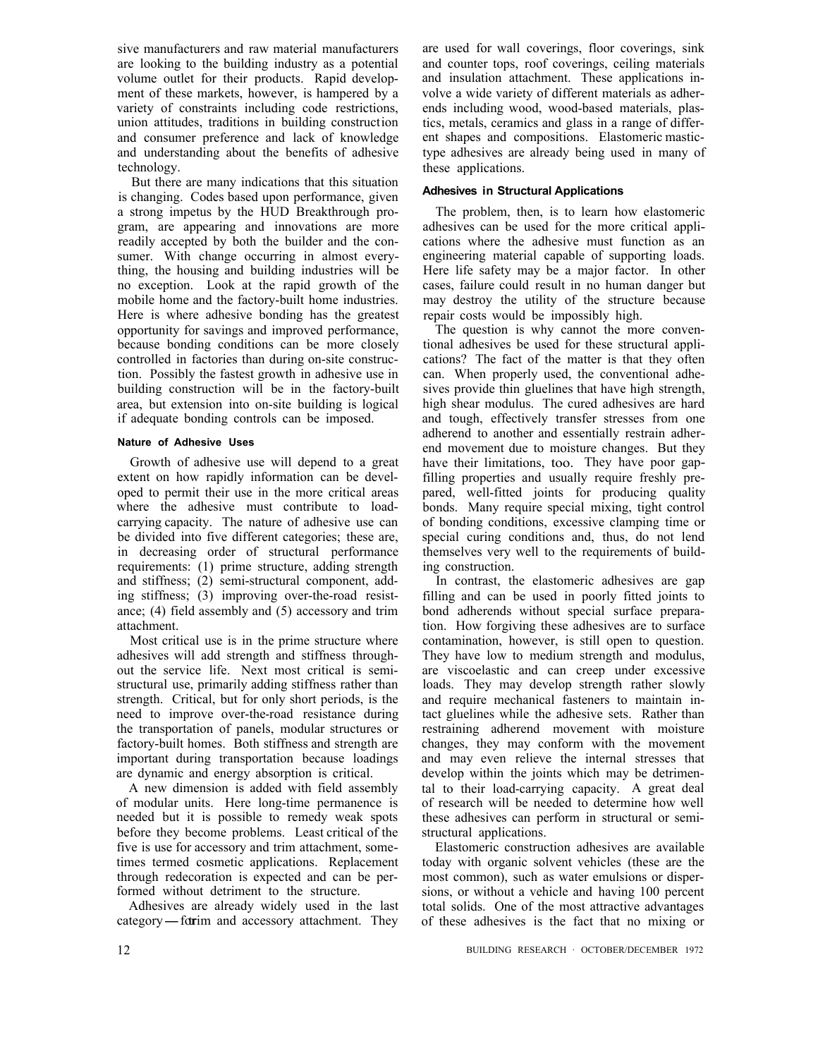sive manufacturers and raw material manufacturers are looking to the building industry as a potential volume outlet for their products. Rapid development of these markets, however, is hampered by a variety of constraints including code restrictions, union attitudes, traditions in building construction and consumer preference and lack of knowledge and understanding about the benefits of adhesive technology.

But there are many indications that this situation is changing. Codes based upon performance, given a strong impetus by the HUD Breakthrough program, are appearing and innovations are more readily accepted by both the builder and the consumer. With change occurring in almost everything, the housing and building industries will be no exception. Look at the rapid growth of the mobile home and the factory-built home industries. Here is where adhesive bonding has the greatest opportunity for savings and improved performance, because bonding conditions can be more closely controlled in factories than during on-site construction. Possibly the fastest growth in adhesive use in building construction will be in the factory-built area, but extension into on-site building is logical if adequate bonding controls can be imposed.

#### Nature of Adhesive Uses

Growth of adhesive use will depend to a great extent on how rapidly information can be developed to permit their use in the more critical areas where the adhesive must contribute to load-carrying capacity. The nature of adhesive use can be divided into five different categories; these are, in decreasing order of structural performance requirements: (1) prime structure, adding strength and stiffness; (2) semi-structural component, adding stiffness; (3) improving over-the-road resistance; (4) field assembly and (5) accessory and trim attachment.

Most critical use is in the prime structure where adhesives will add strength and stiffness throughout the service life. Next most critical is semi-structural use, primarily adding stiffness rather than strength. Critical, but for only short periods, is the need to improve over-the-road resistance during the transportation of panels, modular structures or factory-built homes. Both stiffness and strength are important during transportation because loadings are dynamic and energy absorption is critical.

A new dimension is added with field assembly of modular units. Here long-time permanence is needed but it is possible to remedy weak spots before they become problems. Least critical of the five is use for accessory and trim attachment, sometimes termed cosmetic applications. Replacement through redecoration is expected and can be performed without detriment to the structure.

Adhesives are already widely used in the last category — for trim and accessory attachment. They are used for wall coverings, floor coverings, sink and counter tops, roof coverings, ceiling materials and insulation attachment. These applications involve a wide variety of different materials as adherends including wood, wood-based materials, plastics, metals, ceramics and glass in a range of different shapes and compositions. Elastomeric mastic-type adhesives are already being used in many of these applications.

#### Adhesives in Structural Applications

The problem, then, is to learn how elastomeric adhesives can be used for the more critical applications where the adhesive must function as an engineering material capable of supporting loads. Here life safety may be a major factor. In other cases, failure could result in no human danger but may destroy the utility of the structure because repair costs would be impossibly high.

The question is why cannot the more conventional adhesives be used for these structural applications? The fact of the matter is that they often can. When properly used, the conventional adhesives provide thin gluelines that have high strength, high shear modulus. The cured adhesives are hard and tough, effectively transfer stresses from one adherend to another and essentially restrain adherend movement due to moisture changes. But they have their limitations, too. They have poor gap-filling properties and usually require freshly prepared, well-fitted joints for producing quality bonds. Many require special mixing, tight control of bonding conditions, excessive clamping time or special curing conditions and, thus, do not lend themselves very well to the requirements of building construction.

In contrast, the elastomeric adhesives are gap filling and can be used in poorly fitted joints to bond adherends without special surface preparation. How forgiving these adhesives are to surface contamination, however, is still open to question. They have low to medium strength and modulus, are viscoelastic and can creep under excessive loads. They may develop strength rather slowly and require mechanical fasteners to maintain intact gluelines while the adhesive sets. Rather than restraining adherend movement with moisture changes, they may conform with the movement and may even relieve the internal stresses that develop within the joints which may be detrimental to their load-carrying capacity. A great deal of research will be needed to determine how well these adhesives can perform in structural or semi-structural applications.

Elastomeric construction adhesives are available today with organic solvent vehicles (these are the most common), such as water emulsions or dispersions, or without a vehicle and having 100 percent total solids. One of the most attractive advantages of these adhesives is the fact that no mixing or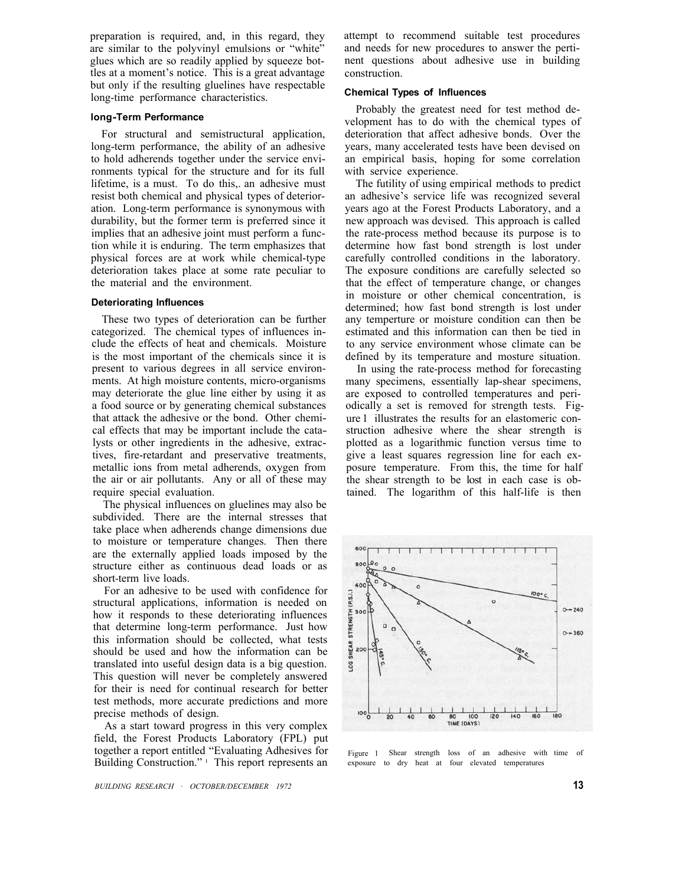preparation is required, and, in this regard, they are similar to the polyvinyl emulsions or "white" glues which are so readily applied by squeeze bottles at a moment's notice. This is a great advantage but only if the resulting gluelines have respectable long-time performance characteristics.

### long-Term Performance

For structural and semistructural application, long-term performance, the ability of an adhesive to hold adherends together under the service environments typical for the structure and for its full lifetime, is a must. To do this,. an adhesive must resist both chemical and physical types of deterioration. Long-term performance is synonymous with durability, but the former term is preferred since it implies that an adhesive joint must perform a function while it is enduring. The term emphasizes that physical forces are at work while chemical-type deterioration takes place at some rate peculiar to the material and the environment.

### Deteriorating Influences

These two types of deterioration can be further categorized. The chemical types of influences include the effects of heat and chemicals. Moisture is the most important of the chemicals since it is present to various degrees in all service environments. At high moisture contents, micro-organisms may deteriorate the glue line either by using it as a food source or by generating chemical substances that attack the adhesive or the bond. Other chemical effects that may be important include the catalysts or other ingredients in the adhesive, extractives, fire-retardant and preservative treatments, metallic ions from metal adherends, oxygen from the air or air pollutants. Any or all of these may require special evaluation.

The physical influences on gluelines may also be subdivided. There are the internal stresses that take place when adherends change dimensions due to moisture or temperature changes. Then there are the externally applied loads imposed by the structure either as continuous dead loads or as short-term live loads.

For an adhesive to be used with confidence for structural applications, information is needed on how it responds to these deteriorating influences that determine long-term performance. Just how this information should be collected, what tests should be used and how the information can be translated into useful design data is a big question. This question will never be completely answered for their is need for continual research for better test methods, more accurate predictions and more precise methods of design.

As a start toward progress in this very complex field, the Forest Products Laboratory (FPL) put together a report entitled "Evaluating Adhesives for Building Construction." [1] This report represents an attempt to recommend suitable test procedures and needs for new procedures to answer the pertinent questions about adhesive use in building construction.

### Chemical Types of Influences

Probably the greatest need for test method development has to do with the chemical types of deterioration that affect adhesive bonds. Over the years, many accelerated tests have been devised on an empirical basis, hoping for some correlation with service experience.

The futility of using empirical methods to predict an adhesive's service life was recognized several years ago at the Forest Products Laboratory, and a new approach was devised. This approach is called the rate-process method because its purpose is to determine how fast bond strength is lost under carefully controlled conditions in the laboratory. The exposure conditions are carefully selected so that the effect of temperature change, or changes in moisture or other chemical concentration, is determined; how fast bond strength is lost under any temperture or moisture condition can then be estimated and this information can then be tied in to any service environment whose climate can be defined by its temperature and mosture situation.

In using the rate-process method for forecasting many specimens, essentially lap-shear specimens, are exposed to controlled temperatures and periodically a set is removed for strength tests. Figure 1 illustrates the results for an elastomeric construction adhesive where the shear strength is plotted as a logarithmic function versus time to give a least squares regression line for each exposure temperature. From this, the time for half the shear strength to be lost in each case is obtained. The logarithm of this half-life is then

Figure 1 Shear strength loss of an adhesive with time of exposure to dry heat at four elevated temperatures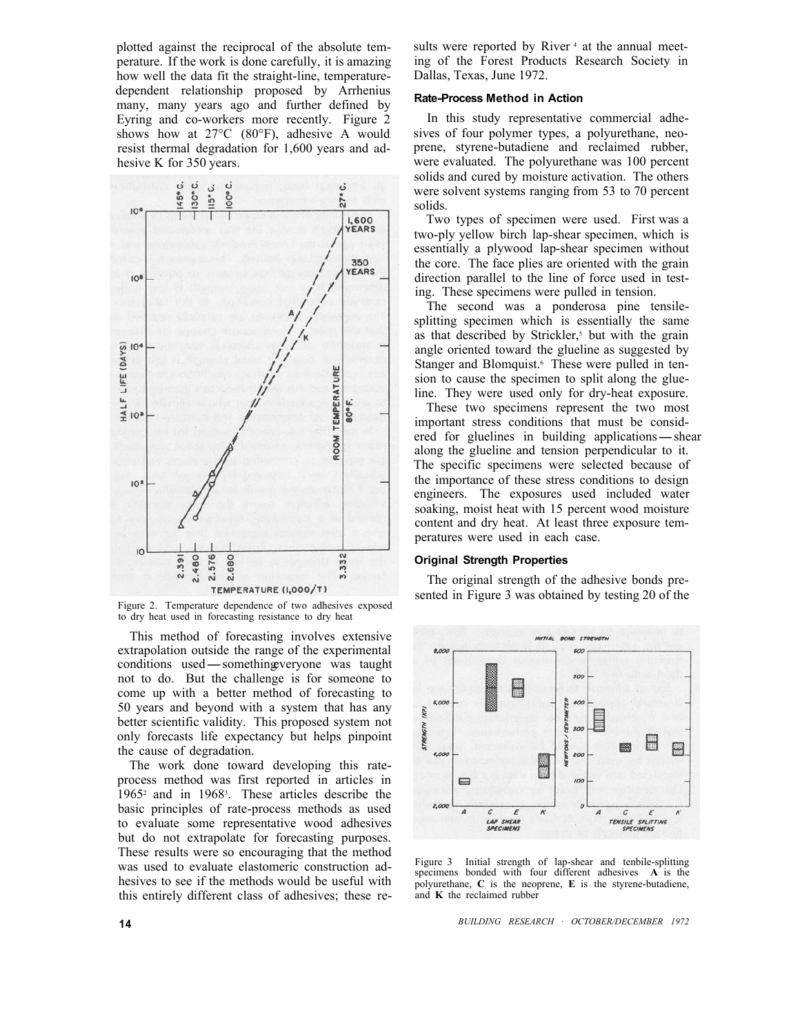plotted against the reciprocal of the absolute temperature. If the work is done carefully, it is amazing how well the data fit the straight-line, temperature-dependent relationship proposed by Arrhenius many, many years ago and further defined by Eyring and co-workers more recently. Figure 2 shows how at 27°C (80°F), adhesive A would resist thermal degradation for 1,600 years and adhesive K for 350 years.

Figure 2. Temperature dependence of two adhesives exposed to dry heat used in forecasting resistance to dry heat

This method of forecasting involves extensive extrapolation outside the range of the experimental conditions used — something everyone was taught not to do. But the challenge is for someone to come up with a better method of forecasting to 50 years and beyond with a system that has any better scientific validity. This proposed system not only forecasts life expectancy but helps pinpoint the cause of degradation.

The work done toward developing this rate-process method was first reported in articles in 1965[2] and in 1968[3]. These articles describe the basic principles of rate-process methods as used to evaluate some representative wood adhesives but do not extrapolate for forecasting purposes. These results were so encouraging that the method was used to evaluate elastomeric construction adhesives to see if the methods would be useful with this entirely different class of adhesives; these results were reported by River[4] at the annual meeting of the Forest Products Research Society in Dallas, Texas, June 1972.

### Rate-Process Method in Action

In this study representative commercial adhesives of four polymer types, a polyurethane, neoprene, styrene-butadiene and reclaimed rubber, were evaluated. The polyurethane was 100 percent solids and cured by moisture activation. The others were solvent systems ranging from 53 to 70 percent solids.

Two types of specimen were used. First was a two-ply yellow birch lap-shear specimen, which is essentially a plywood lap-shear specimen without the core. The face plies are oriented with the grain direction parallel to the line of force used in testing. These specimens were pulled in tension.

The second was a ponderosa pine tensile-splitting specimen which is essentially the same as that described by Strickler,[5] but with the grain angle oriented toward the glueline as suggested by Stanger and Blomquist.[6] These were pulled in tension to cause the specimen to split along the glueline. They were used only for dry-heat exposure.

These two specimens represent the two most important stress conditions that must be considered for gluelines in building applications — shear along the glueline and tension perpendicular to it. The specific specimens were selected because of the importance of these stress conditions to design engineers. The exposures used included water soaking, moist heat with 15 percent wood moisture content and dry heat. At least three exposure temperatures were used in each case.

### Original Strength Properties

The original strength of the adhesive bonds presented in Figure 3 was obtained by testing 20 of the

Figure 3 Initial strength of lap-shear and tenbile-splitting specimens bonded with four different adhesives **A** is the polyurethane, **C** is the neoprene, **E** is the styrene-butadiene, and **K** the reclaimed rubber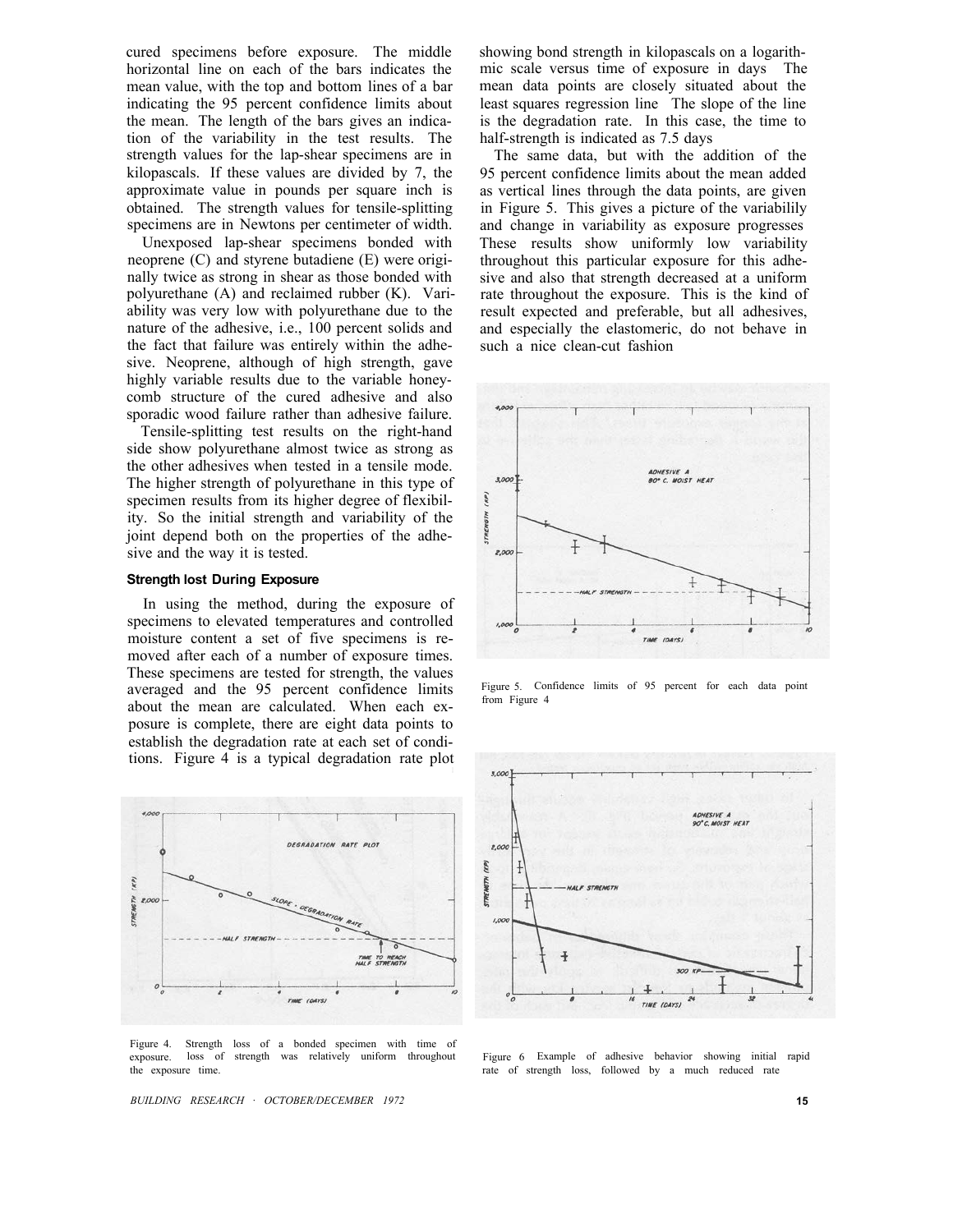cured specimens before exposure. The middle horizontal line on each of the bars indicates the mean value, with the top and bottom lines of a bar indicating the 95 percent confidence limits about the mean. The length of the bars gives an indication of the variability in the test results. The strength values for the lap-shear specimens are in kilopascals. If these values are divided by 7, the approximate value in pounds per square inch is obtained. The strength values for tensile-splitting specimens are in Newtons per centimeter of width.

Unexposed lap-shear specimens bonded with neoprene (C) and styrene butadiene (E) were originally twice as strong in shear as those bonded with polyurethane (A) and reclaimed rubber (K). Variability was very low with polyurethane due to the nature of the adhesive, i.e., 100 percent solids and the fact that failure was entirely within the adhesive. Neoprene, although of high strength, gave highly variable results due to the variable honeycomb structure of the cured adhesive and also sporadic wood failure rather than adhesive failure.

Tensile-splitting test results on the right-hand side show polyurethane almost twice as strong as the other adhesives when tested in a tensile mode. The higher strength of polyurethane in this type of specimen results from its higher degree of flexibility. So the initial strength and variability of the joint depend both on the properties of the adhesive and the way it is tested.

### Strength lost During Exposure

In using the method, during the exposure of specimens to elevated temperatures and controlled moisture content a set of five specimens is removed after each of a number of exposure times. These specimens are tested for strength, the values averaged and the 95 percent confidence limits about the mean are calculated. When each exposure is complete, there are eight data points to establish the degradation rate at each set of conditions. Figure 4 is a typical degradation rate plot showing bond strength in kilopascals on a logarithmic scale versus time of exposure in days The mean data points are closely situated about the least squares regression line The slope of the line is the degradation rate. In this case, the time to half-strength is indicated as 7.5 days

The same data, but with the addition of the 95 percent confidence limits about the mean added as vertical lines through the data points, are given in Figure 5. This gives a picture of the variabilily and change in variability as exposure progresses These results show uniformly low variability throughout this particular exposure for this adhesive and also that strength decreased at a uniform rate throughout the exposure. This is the kind of result expected and preferable, but all adhesives, and especially the elastomeric, do not behave in such a nice clean-cut fashion

Figure 4. Strength loss of a bonded specimen with time of exposure. loss of strength was relatively uniform throughout the exposure time.

Figure 5. Confidence limits of 95 percent for each data point from Figure 4

Figure 6 Example of adhesive behavior showing initial rapid rate of strength loss, followed by a much reduced rate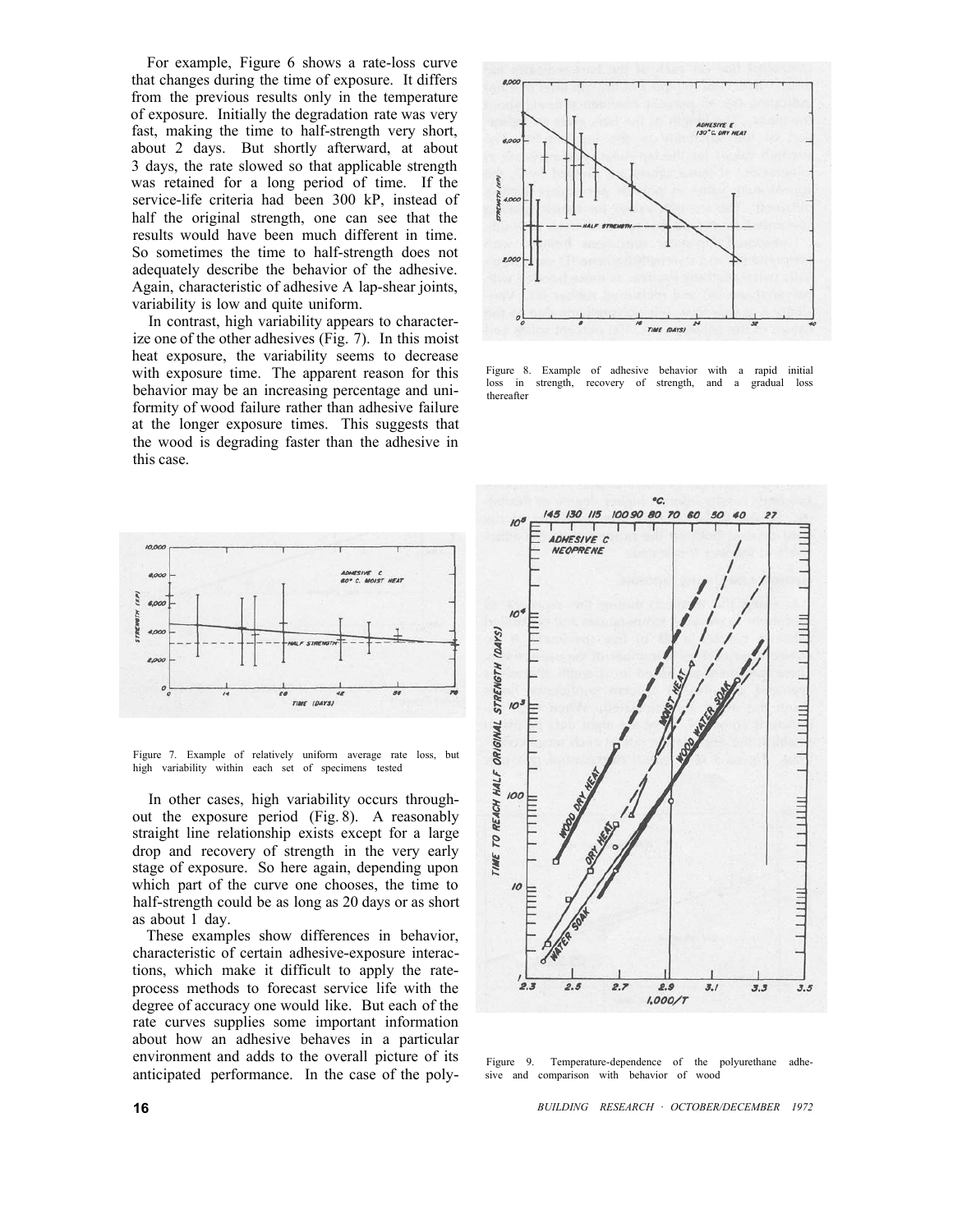For example, Figure 6 shows a rate-loss curve that changes during the time of exposure. It differs from the previous results only in the temperature of exposure. Initially the degradation rate was very fast, making the time to half-strength very short, about 2 days. But shortly afterward, at about 3 days, the rate slowed so that applicable strength was retained for a long period of time. If the service-life criteria had been 300 kP, instead of half the original strength, one can see that the results would have been much different in time. So sometimes the time to half-strength does not adequately describe the behavior of the adhesive. Again, characteristic of adhesive A lap-shear joints, variability is low and quite uniform.

In contrast, high variability appears to characterize one of the other adhesives (Fig. 7). In this moist heat exposure, the variability seems to decrease with exposure time. The apparent reason for this behavior may be an increasing percentage and uniformity of wood failure rather than adhesive failure at the longer exposure times. This suggests that the wood is degrading faster than the adhesive in this case.

Figure 8. Example of adhesive behavior with a rapid initial loss in strength, recovery of strength, and a gradual loss thereafter

Figure 7. Example of relatively uniform average rate loss, but high variability within each set of specimens tested

In other cases, high variability occurs throughout the exposure period (Fig. 8). A reasonably straight line relationship exists except for a large drop and recovery of strength in the very early stage of exposure. So here again, depending upon which part of the curve one chooses, the time to half-strength could be as long as 20 days or as short as about 1 day.

These examples show differences in behavior, characteristic of certain adhesive-exposure interactions, which make it difficult to apply the rate-process methods to forecast service life with the degree of accuracy one would like. But each of the rate curves supplies some important information about how an adhesive behaves in a particular environment and adds to the overall picture of its anticipated performance. In the case of the poly-

Figure 9. Temperature-dependence of the polyurethane adhesive and comparison with behavior of wood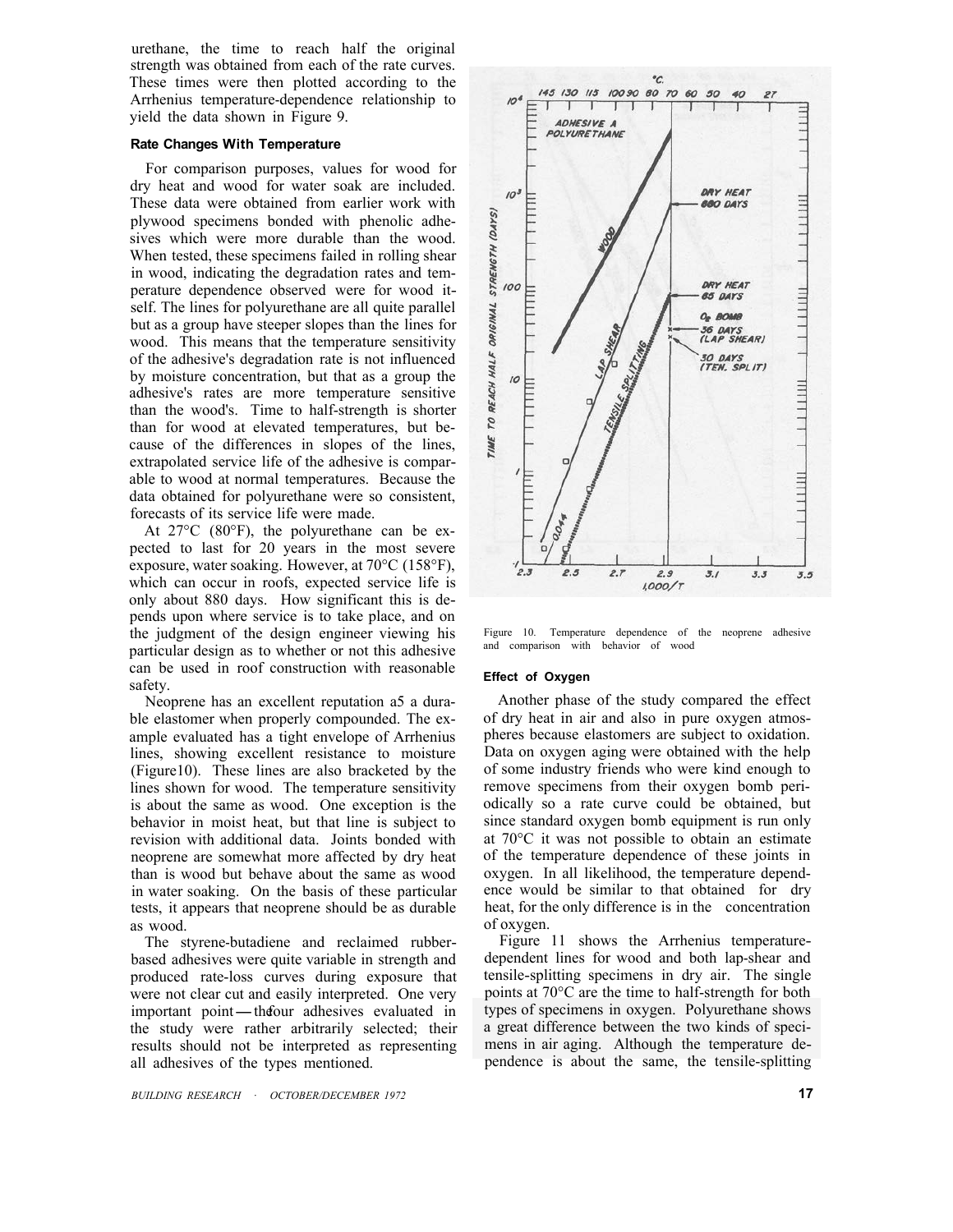urethane, the time to reach half the original strength was obtained from each of the rate curves. These times were then plotted according to the Arrhenius temperature-dependence relationship to yield the data shown in Figure 9.

### Rate Changes With Temperature

For comparison purposes, values for wood for dry heat and wood for water soak are included. These data were obtained from earlier work with plywood specimens bonded with phenolic adhesives which were more durable than the wood. When tested, these specimens failed in rolling shear in wood, indicating the degradation rates and temperature dependence observed were for wood itself. The lines for polyurethane are all quite parallel but as a group have steeper slopes than the lines for wood. This means that the temperature sensitivity of the adhesive's degradation rate is not influenced by moisture concentration, but that as a group the adhesive's rates are more temperature sensitive than the wood's. Time to half-strength is shorter than for wood at elevated temperatures, but because of the differences in slopes of the lines, extrapolated service life of the adhesive is comparable to wood at normal temperatures. Because the data obtained for polyurethane were so consistent, forecasts of its service life were made.

At 27°C (80°F), the polyurethane can be expected to last for 20 years in the most severe exposure, water soaking. However, at 70°C (158°F), which can occur in roofs, expected service life is only about 880 days. How significant this is depends upon where service is to take place, and on the judgment of the design engineer viewing his particular design as to whether or not this adhesive can be used in roof construction with reasonable safety.

Neoprene has an excellent reputation a5 a durable elastomer when properly compounded. The example evaluated has a tight envelope of Arrhenius lines, showing excellent resistance to moisture (Figure10). These lines are also bracketed by the lines shown for wood. The temperature sensitivity is about the same as wood. One exception is the behavior in moist heat, but that line is subject to revision with additional data. Joints bonded with neoprene are somewhat more affected by dry heat than is wood but behave about the same as wood in water soaking. On the basis of these particular tests, it appears that neoprene should be as durable as wood.

The styrene-butadiene and reclaimed rubber-based adhesives were quite variable in strength and produced rate-loss curves during exposure that were not clear cut and easily interpreted. One very important point — the four adhesives evaluated in the study were rather arbitrarily selected; their results should not be interpreted as representing all adhesives of the types mentioned.

Figure 10. Temperature dependence of the neoprene adhesive and comparison with behavior of wood

### Effect of Oxygen

Another phase of the study compared the effect of dry heat in air and also in pure oxygen atmospheres because elastomers are subject to oxidation. Data on oxygen aging were obtained with the help of some industry friends who were kind enough to remove specimens from their oxygen bomb periodically so a rate curve could be obtained, but since standard oxygen bomb equipment is run only at 70°C it was not possible to obtain an estimate of the temperature dependence of these joints in oxygen. In all likelihood, the temperature dependence would be similar to that obtained for dry heat, for the only difference is in the concentration of oxygen.

Figure 11 shows the Arrhenius temperature-dependent lines for wood and both lap-shear and tensile-splitting specimens in dry air. The single points at 70°C are the time to half-strength for both types of specimens in oxygen. Polyurethane shows a great difference between the two kinds of specimens in air aging. Although the temperature dependence is about the same, the tensile-splitting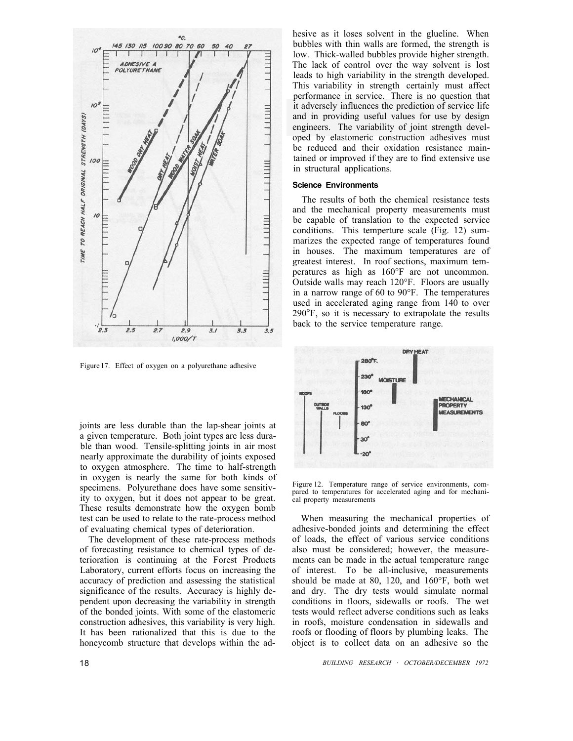Figure 17. Effect of oxygen on a polyurethane adhesive

joints are less durable than the lap-shear joints at a given temperature. Both joint types are less durable than wood. Tensile-splitting joints in air most nearly approximate the durability of joints exposed to oxygen atmosphere. The time to half-strength in oxygen is nearly the same for both kinds of specimens. Polyurethane does have some sensitivity to oxygen, but it does not appear to be great. These results demonstrate how the oxygen bomb test can be used to relate to the rate-process method of evaluating chemical types of deterioration.

The development of these rate-process methods of forecasting resistance to chemical types of deterioration is continuing at the Forest Products Laboratory, current efforts focus on increasing the accuracy of prediction and assessing the statistical significance of the results. Accuracy is highly dependent upon decreasing the variability in strength of the bonded joints. With some of the elastomeric construction adhesives, this variability is very high. It has been rationalized that this is due to the honeycomb structure that develops within the adhesive as it loses solvent in the glueline. When bubbles with thin walls are formed, the strength is low. Thick-walled bubbles provide higher strength. The lack of control over the way solvent is lost leads to high variability in the strength developed. This variability in strength certainly must affect performance in service. There is no question that it adversely influences the prediction of service life and in providing useful values for use by design engineers. The variability of joint strength developed by elastomeric construction adhesives must be reduced and their oxidation resistance maintained or improved if they are to find extensive use in structural applications.

### Science Environments

The results of both the chemical resistance tests and the mechanical property measurements must be capable of translation to the expected service conditions. This temperture scale (Fig. 12) summarizes the expected range of temperatures found in houses. The maximum temperatures are of greatest interest. In roof sections, maximum temperatures as high as 160°F are not uncommon. Outside walls may reach 120°F. Floors are usually in a narrow range of 60 to 90°F. The temperatures used in accelerated aging range from 140 to over 290°F, so it is necessary to extrapolate the results back to the service temperature range.

Figure 12. Temperature range of service environments, compared to temperatures for accelerated aging and for mechanical property measurements

When measuring the mechanical properties of adhesive-bonded joints and determining the effect of loads, the effect of various service conditions also must be considered; however, the measurements can be made in the actual temperature range of interest. To be all-inclusive, measurements should be made at 80, 120, and 160°F, both wet and dry. The dry tests would simulate normal conditions in floors, sidewalls or roofs. The wet tests would reflect adverse conditions such as leaks in roofs, moisture condensation in sidewalls and roofs or flooding of floors by plumbing leaks. The object is to collect data on an adhesive so the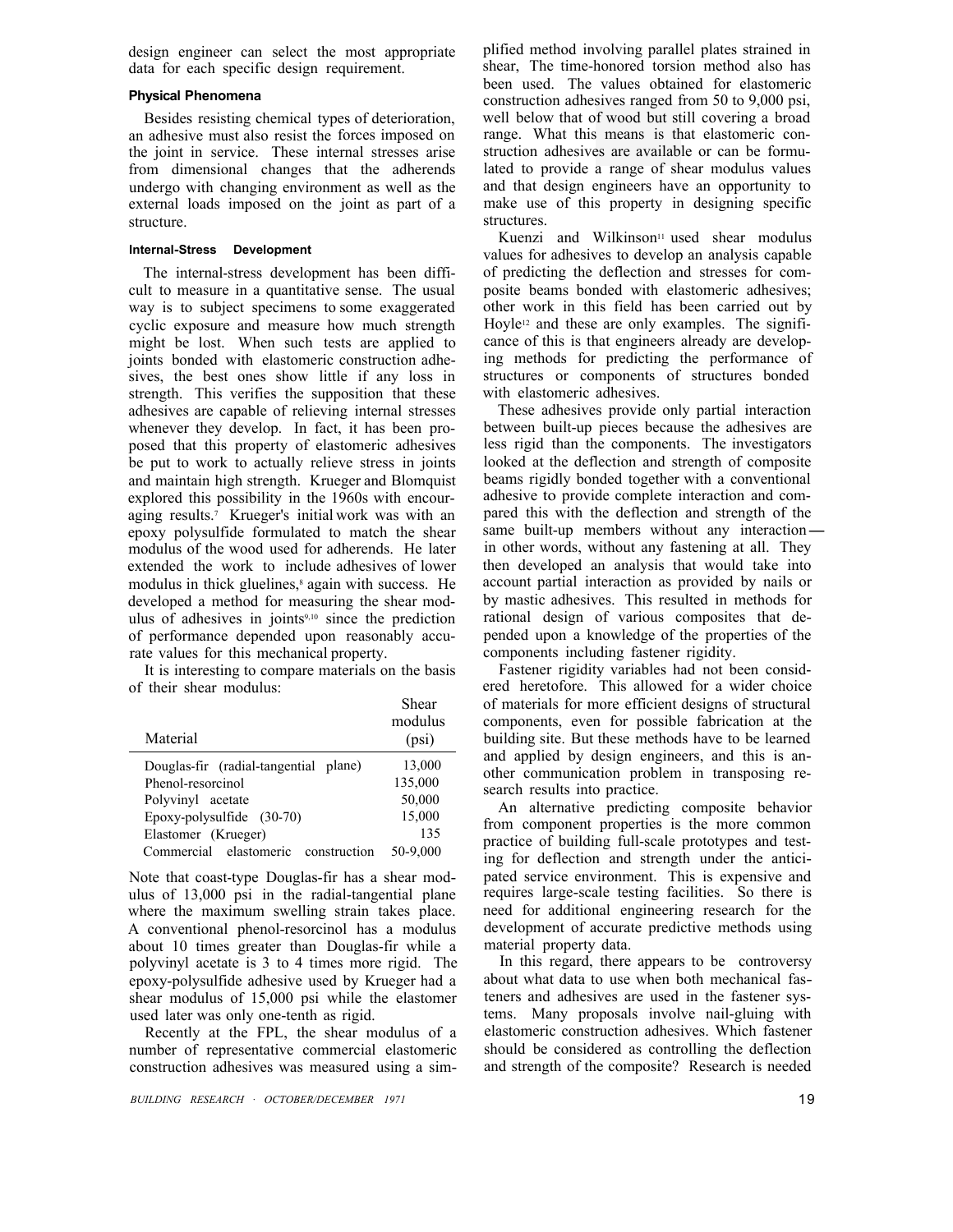design engineer can select the most appropriate data for each specific design requirement.

### Physical Phenomena

Besides resisting chemical types of deterioration, an adhesive must also resist the forces imposed on the joint in service. These internal stresses arise from dimensional changes that the adherends undergo with changing environment as well as the external loads imposed on the joint as part of a structure.

#### Internal-Stress Development

The internal-stress development has been difficult to measure in a quantitative sense. The usual way is to subject specimens to some exaggerated cyclic exposure and measure how much strength might be lost. When such tests are applied to joints bonded with elastomeric construction adhesives, the best ones show little if any loss in strength. This verifies the supposition that these adhesives are capable of relieving internal stresses whenever they develop. In fact, it has been proposed that this property of elastomeric adhesives be put to work to actually relieve stress in joints and maintain high strength. Krueger and Blomquist explored this possibility in the 1960s with encouraging results.[7] Krueger's initial work was with an epoxy polysulfide formulated to match the shear modulus of the wood used for adherends. He later extended the work to include adhesives of lower modulus in thick gluelines,[8] again with success. He developed a method for measuring the shear modulus of adhesives in joints[9,10] since the prediction of performance depended upon reasonably accurate values for this mechanical property.

It is interesting to compare materials on the basis of their shear modulus:

| Material | Shear modulus (psi) |
|---|---|
| Douglas-fir (radial-tangential plane) | 13,000 |
| Phenol-resorcinol | 135,000 |
| Polyvinyl acetate | 50,000 |
| Epoxy-polysulfide (30-70) | 15,000 |
| Elastomer (Krueger) | 135 |
| Commercial elastomeric construction | 50-9,000 |

Note that coast-type Douglas-fir has a shear modulus of 13,000 psi in the radial-tangential plane where the maximum swelling strain takes place. A conventional phenol-resorcinol has a modulus about 10 times greater than Douglas-fir while a polyvinyl acetate is 3 to 4 times more rigid. The epoxy-polysulfide adhesive used by Krueger had a shear modulus of 15,000 psi while the elastomer used later was only one-tenth as rigid.

Recently at the FPL, the shear modulus of a number of representative commercial elastomeric construction adhesives was measured using a simplified method involving parallel plates strained in shear, The time-honored torsion method also has been used. The values obtained for elastomeric construction adhesives ranged from 50 to 9,000 psi, well below that of wood but still covering a broad range. What this means is that elastomeric construction adhesives are available or can be formulated to provide a range of shear modulus values and that design engineers have an opportunity to make use of this property in designing specific structures.

Kuenzi and Wilkinson[11] used shear modulus values for adhesives to develop an analysis capable of predicting the deflection and stresses for composite beams bonded with elastomeric adhesives; other work in this field has been carried out by Hoyle[12] and these are only examples. The significance of this is that engineers already are developing methods for predicting the performance of structures or components of structures bonded with elastomeric adhesives.

These adhesives provide only partial interaction between built-up pieces because the adhesives are less rigid than the components. The investigators looked at the deflection and strength of composite beams rigidly bonded together with a conventional adhesive to provide complete interaction and compared this with the deflection and strength of the same built-up members without any interaction— in other words, without any fastening at all. They then developed an analysis that would take into account partial interaction as provided by nails or by mastic adhesives. This resulted in methods for rational design of various composites that depended upon a knowledge of the properties of the components including fastener rigidity.

Fastener rigidity variables had not been considered heretofore. This allowed for a wider choice of materials for more efficient designs of structural components, even for possible fabrication at the building site. But these methods have to be learned and applied by design engineers, and this is another communication problem in transposing research results into practice.

An alternative predicting composite behavior from component properties is the more common practice of building full-scale prototypes and testing for deflection and strength under the anticipated service environment. This is expensive and requires large-scale testing facilities. So there is need for additional engineering research for the development of accurate predictive methods using material property data.

In this regard, there appears to be controversy about what data to use when both mechanical fasteners and adhesives are used in the fastener systems. Many proposals involve nail-gluing with elastomeric construction adhesives. Which fastener should be considered as controlling the deflection and strength of the composite? Research is needed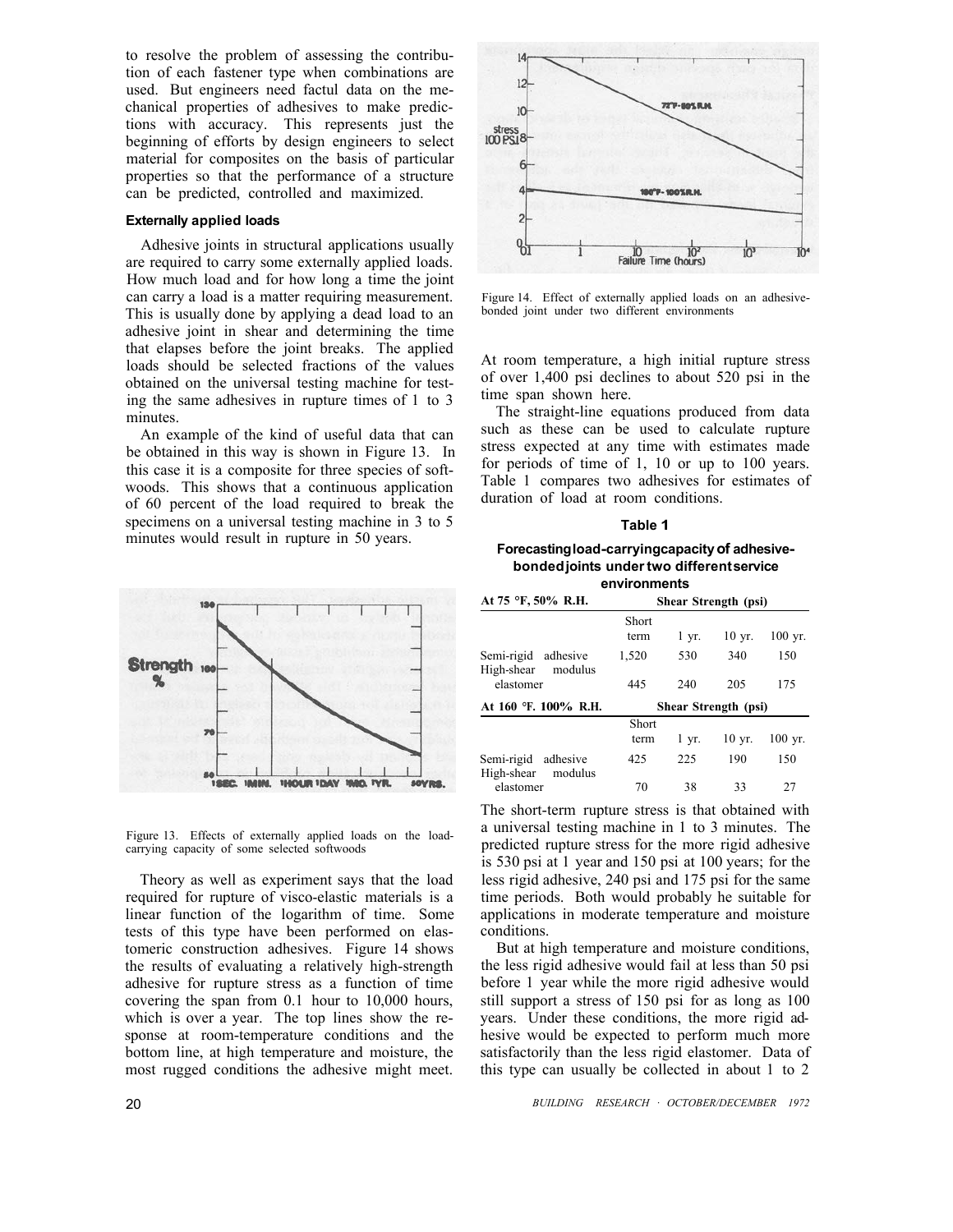to resolve the problem of assessing the contribution of each fastener type when combinations are used. But engineers need factul data on the mechanical properties of adhesives to make predictions with accuracy. This represents just the beginning of efforts by design engineers to select material for composites on the basis of particular properties so that the performance of a structure can be predicted, controlled and maximized.

#### Externally applied loads

Adhesive joints in structural applications usually are required to carry some externally applied loads. How much load and for how long a time the joint can carry a load is a matter requiring measurement. This is usually done by applying a dead load to an adhesive joint in shear and determining the time that elapses before the joint breaks. The applied loads should be selected fractions of the values obtained on the universal testing machine for testing the same adhesives in rupture times of 1 to 3 minutes.

An example of the kind of useful data that can be obtained in this way is shown in Figure 13. In this case it is a composite for three species of softwoods. This shows that a continuous application of 60 percent of the load required to break the specimens on a universal testing machine in 3 to 5 minutes would result in rupture in 50 years.

Figure 13. Effects of externally applied loads on the load-carrying capacity of some selected softwoods

Theory as well as experiment says that the load required for rupture of visco-elastic materials is a linear function of the logarithm of time. Some tests of this type have been performed on elastomeric construction adhesives. Figure 14 shows the results of evaluating a relatively high-strength adhesive for rupture stress as a function of time covering the span from 0.1 hour to 10,000 hours, which is over a year. The top lines show the response at room-temperature conditions and the bottom line, at high temperature and moisture, the most rugged conditions the adhesive might meet.

Figure 14. Effect of externally applied loads on an adhesive-bonded joint under two different environments

At room temperature, a high initial rupture stress of over 1,400 psi declines to about 520 psi in the time span shown here.

The straight-line equations produced from data such as these can be used to calculate rupture stress expected at any time with estimates made for periods of time of 1, 10 or up to 100 years. Table 1 compares two adhesives for estimates of duration of load at room conditions.

**Table 1**

**Forecasting load-carrying capacity of adhesive-bonded joints under two different service environments**

| At 75 °F, 50% R.H. | Shear Strength (psi) | | | |
|---|---|---|---|---|
| | Short term | 1 yr. | 10 yr. | 100 yr. |
| Semi-rigid adhesive | 1,520 | 530 | 340 | 150 |
| High-shear modulus elastomer | 445 | 240 | 205 | 175 |
| **At 160 °F. 100% R.H.** | **Shear Strength (psi)** | | | |
| | Short term | 1 yr. | 10 yr. | 100 yr. |
| Semi-rigid adhesive | 425 | 225 | 190 | 150 |
| High-shear modulus elastomer | 70 | 38 | 33 | 27 |

The short-term rupture stress is that obtained with a universal testing machine in 1 to 3 minutes. The predicted rupture stress for the more rigid adhesive is 530 psi at 1 year and 150 psi at 100 years; for the less rigid adhesive, 240 psi and 175 psi for the same time periods. Both would probably he suitable for applications in moderate temperature and moisture conditions.

But at high temperature and moisture conditions, the less rigid adhesive would fail at less than 50 psi before 1 year while the more rigid adhesive would still support a stress of 150 psi for as long as 100 years. Under these conditions, the more rigid adhesive would be expected to perform much more satisfactorily than the less rigid elastomer. Data of this type can usually be collected in about 1 to 2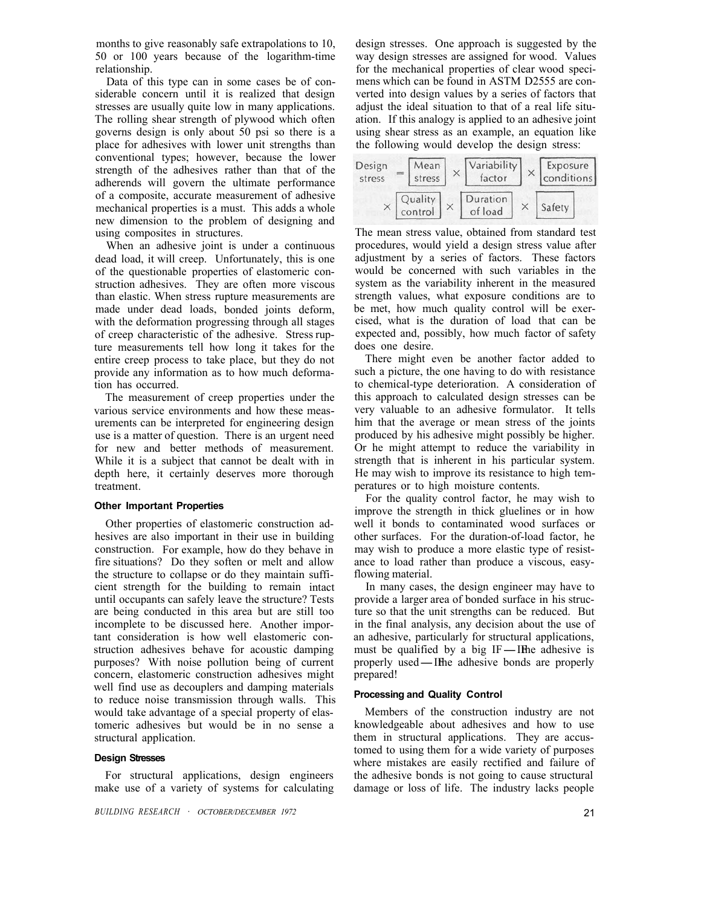months to give reasonably safe extrapolations to 10, 50 or 100 years because of the logarithm-time relationship.

Data of this type can in some cases be of considerable concern until it is realized that design stresses are usually quite low in many applications. The rolling shear strength of plywood which often governs design is only about 50 psi so there is a place for adhesives with lower unit strengths than conventional types; however, because the lower strength of the adhesives rather than that of the adherends will govern the ultimate performance of a composite, accurate measurement of adhesive mechanical properties is a must. This adds a whole new dimension to the problem of designing and using composites in structures.

When an adhesive joint is under a continuous dead load, it will creep. Unfortunately, this is one of the questionable properties of elastomeric construction adhesives. They are often more viscous than elastic. When stress rupture measurements are made under dead loads, bonded joints deform, with the deformation progressing through all stages of creep characteristic of the adhesive. Stress rupture measurements tell how long it takes for the entire creep process to take place, but they do not provide any information as to how much deformation has occurred.

The measurement of creep properties under the various service environments and how these measurements can be interpreted for engineering design use is a matter of question. There is an urgent need for new and better methods of measurement. While it is a subject that cannot be dealt with in depth here, it certainly deserves more thorough treatment.

#### Other Important Properties

Other properties of elastomeric construction adhesives are also important in their use in building construction. For example, how do they behave in fire situations? Do they soften or melt and allow the structure to collapse or do they maintain sufficient strength for the building to remain intact until occupants can safely leave the structure? Tests are being conducted in this area but are still too incomplete to be discussed here. Another important consideration is how well elastomeric construction adhesives behave for acoustic damping purposes? With noise pollution being of current concern, elastomeric construction adhesives might well find use as decouplers and damping materials to reduce noise transmission through walls. This would take advantage of a special property of elastomeric adhesives but would be in no sense a structural application.

#### Design Stresses

For structural applications, design engineers make use of a variety of systems for calculating design stresses. One approach is suggested by the way design stresses are assigned for wood. Values for the mechanical properties of clear wood specimens which can be found in ASTM D2555 are converted into design values by a series of factors that adjust the ideal situation to that of a real life situation. If this analogy is applied to an adhesive joint using shear stress as an example, an equation like the following would develop the design stress:

$$\text{Design stress} = \boxed{\text{Mean stress}} \times \boxed{\text{Variability factor}} \times \boxed{\text{Exposure conditions}} \times \boxed{\text{Quality control}} \times \boxed{\text{Duration of load}} \times \boxed{\text{Safety}}$$

The mean stress value, obtained from standard test procedures, would yield a design stress value after adjustment by a series of factors. These factors would be concerned with such variables in the system as the variability inherent in the measured strength values, what exposure conditions are to be met, how much quality control will be exercised, what is the duration of load that can be expected and, possibly, how much factor of safety does one desire.

There might even be another factor added to such a picture, the one having to do with resistance to chemical-type deterioration. A consideration of this approach to calculated design stresses can be very valuable to an adhesive formulator. It tells him that the average or mean stress of the joints produced by his adhesive might possibly be higher. Or he might attempt to reduce the variability in strength that is inherent in his particular system. He may wish to improve its resistance to high temperatures or to high moisture contents.

For the quality control factor, he may wish to improve the strength in thick gluelines or in how well it bonds to contaminated wood surfaces or other surfaces. For the duration-of-load factor, he may wish to produce a more elastic type of resistance to load rather than produce a viscous, easy-flowing material.

In many cases, the design engineer may have to provide a larger area of bonded surface in his structure so that the unit strengths can be reduced. But in the final analysis, any decision about the use of an adhesive, particularly for structural applications, must be qualified by a big IF — IF the adhesive is properly used — IF the adhesive bonds are properly prepared!

#### Processing and Quality Control

Members of the construction industry are not knowledgeable about adhesives and how to use them in structural applications. They are accustomed to using them for a wide variety of purposes where mistakes are easily rectified and failure of the adhesive bonds is not going to cause structural damage or loss of life. The industry lacks people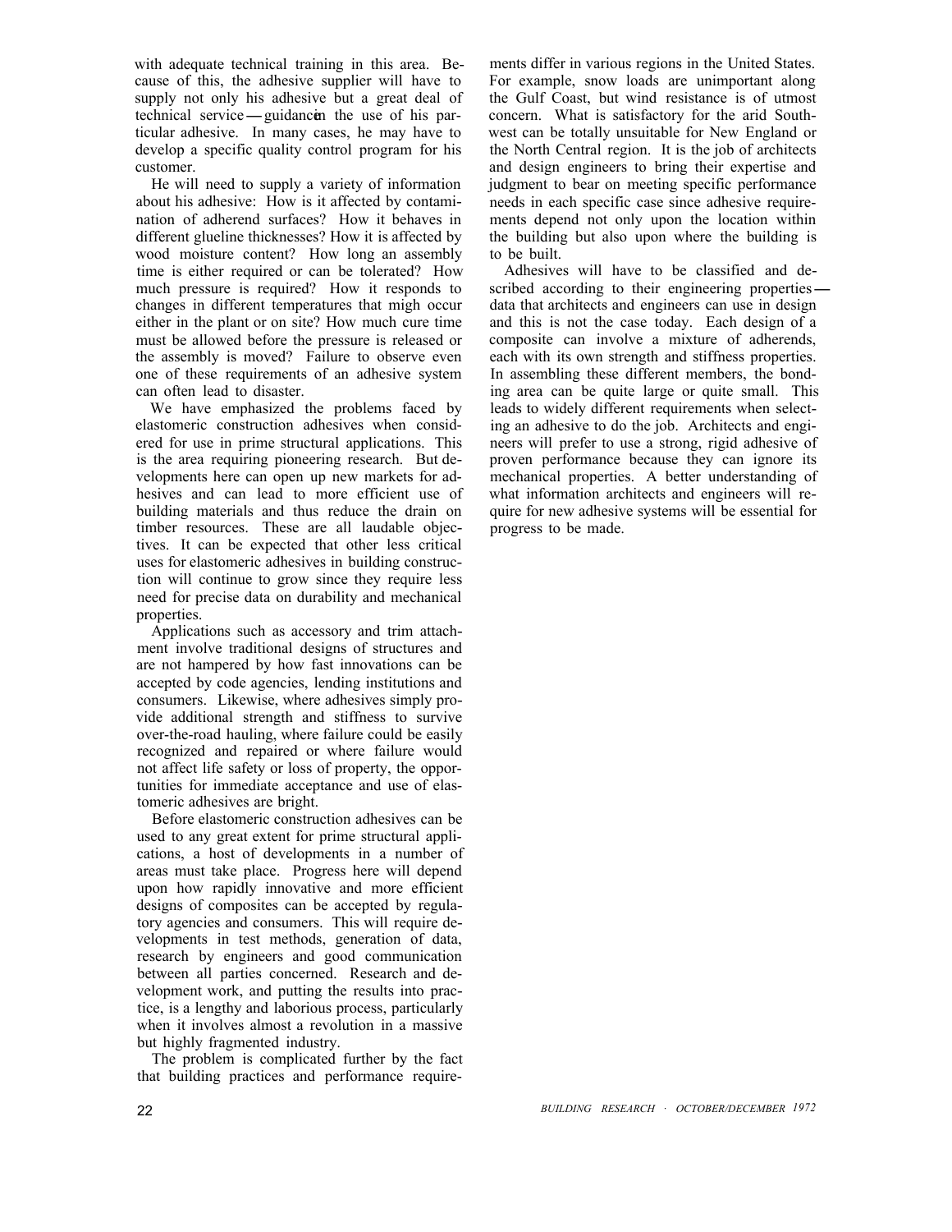with adequate technical training in this area. Because of this, the adhesive supplier will have to supply not only his adhesive but a great deal of technical service — guidance in the use of his particular adhesive. In many cases, he may have to develop a specific quality control program for his customer.

He will need to supply a variety of information about his adhesive: How is it affected by contamination of adherend surfaces? How it behaves in different glueline thicknesses? How it is affected by wood moisture content? How long an assembly time is either required or can be tolerated? How much pressure is required? How it responds to changes in different temperatures that migh occur either in the plant or on site? How much cure time must be allowed before the pressure is released or the assembly is moved? Failure to observe even one of these requirements of an adhesive system can often lead to disaster.

We have emphasized the problems faced by elastomeric construction adhesives when considered for use in prime structural applications. This is the area requiring pioneering research. But developments here can open up new markets for adhesives and can lead to more efficient use of building materials and thus reduce the drain on timber resources. These are all laudable objectives. It can be expected that other less critical uses for elastomeric adhesives in building construction will continue to grow since they require less need for precise data on durability and mechanical properties.

Applications such as accessory and trim attachment involve traditional designs of structures and are not hampered by how fast innovations can be accepted by code agencies, lending institutions and consumers. Likewise, where adhesives simply provide additional strength and stiffness to survive over-the-road hauling, where failure could be easily recognized and repaired or where failure would not affect life safety or loss of property, the opportunities for immediate acceptance and use of elastomeric adhesives are bright.

Before elastomeric construction adhesives can be used to any great extent for prime structural applications, a host of developments in a number of areas must take place. Progress here will depend upon how rapidly innovative and more efficient designs of composites can be accepted by regulatory agencies and consumers. This will require developments in test methods, generation of data, research by engineers and good communication between all parties concerned. Research and development work, and putting the results into practice, is a lengthy and laborious process, particularly when it involves almost a revolution in a massive but highly fragmented industry.

The problem is complicated further by the fact that building practices and performance requirements differ in various regions in the United States. For example, snow loads are unimportant along the Gulf Coast, but wind resistance is of utmost concern. What is satisfactory for the arid Southwest can be totally unsuitable for New England or the North Central region. It is the job of architects and design engineers to bring their expertise and judgment to bear on meeting specific performance needs in each specific case since adhesive requirements depend not only upon the location within the building but also upon where the building is to be built.

Adhesives will have to be classified and described according to their engineering properties — data that architects and engineers can use in design and this is not the case today. Each design of a composite can involve a mixture of adherends, each with its own strength and stiffness properties. In assembling these different members, the bonding area can be quite large or quite small. This leads to widely different requirements when selecting an adhesive to do the job. Architects and engineers will prefer to use a strong, rigid adhesive of proven performance because they can ignore its mechanical properties. A better understanding of what information architects and engineers will require for new adhesive systems will be essential for progress to be made.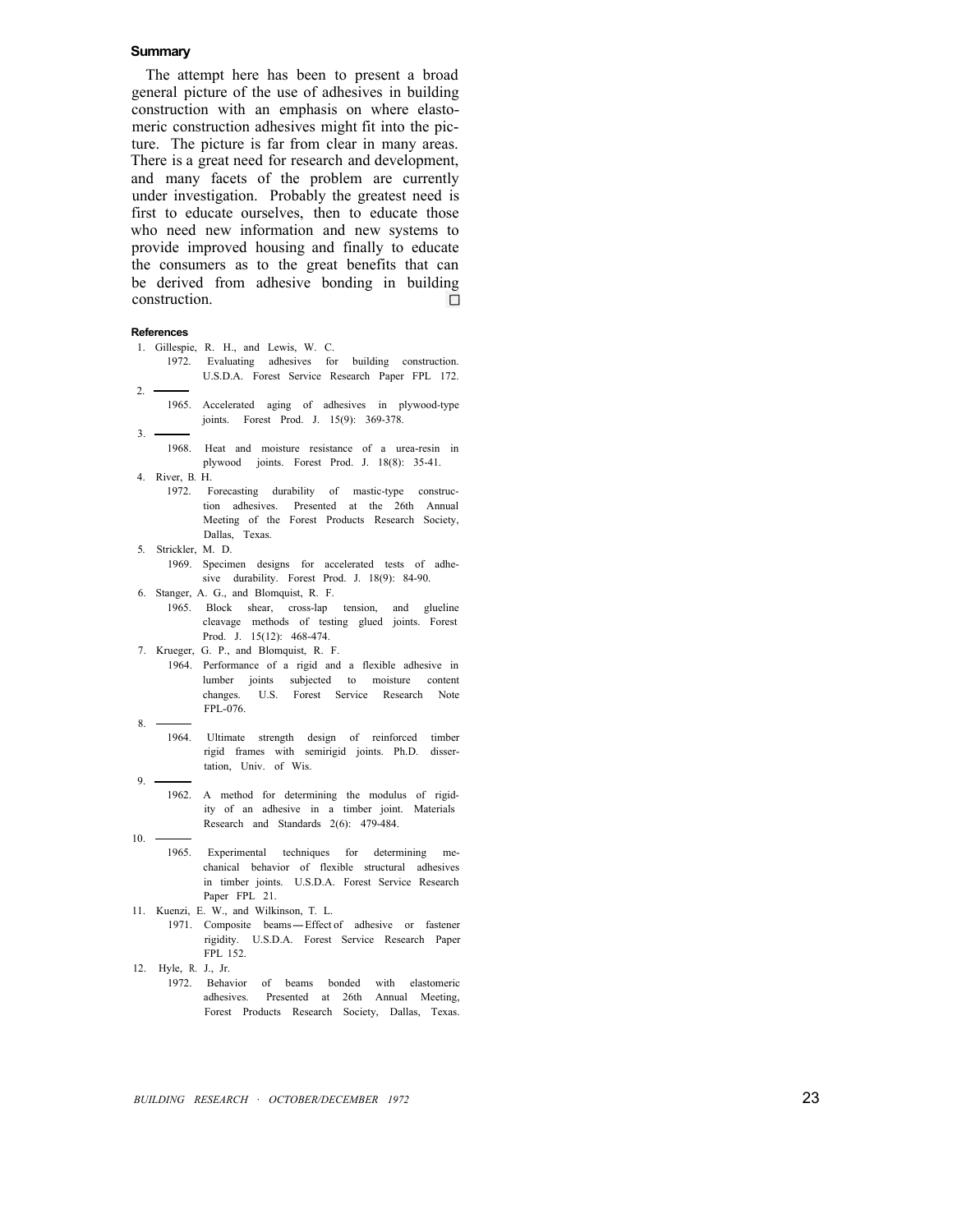## Summary

The attempt here has been to present a broad general picture of the use of adhesives in building construction with an emphasis on where elastomeric construction adhesives might fit into the picture. The picture is far from clear in many areas. There is a great need for research and development, and many facets of the problem are currently under investigation. Probably the greatest need is first to educate ourselves, then to educate those who need new information and new systems to provide improved housing and finally to educate the consumers as to the great benefits that can be derived from adhesive bonding in building construction. □

### References

1. Gillespie, R. H., and Lewis, W. C.
   1972. Evaluating adhesives for building construction. U.S.D.A. Forest Service Research Paper FPL 172.
2. ———
   1965. Accelerated aging of adhesives in plywood-type joints. Forest Prod. J. 15(9): 369-378.
3. ———
   1968. Heat and moisture resistance of a urea-resin in plywood joints. Forest Prod. J. 18(8): 35-41.
4. River, B. H.
   1972. Forecasting durability of mastic-type construction adhesives. Presented at the 26th Annual Meeting of the Forest Products Research Society, Dallas, Texas.
5. Strickler, M. D.
   1969. Specimen designs for accelerated tests of adhesive durability. Forest Prod. J. 18(9): 84-90.
6. Stanger, A. G., and Blomquist, R. F.
   1965. Block shear, cross-lap tension, and glueline cleavage methods of testing glued joints. Forest Prod. J. 15(12): 468-474.
7. Krueger, G. P., and Blomquist, R. F.
   1964. Performance of a rigid and a flexible adhesive in lumber joints subjected to moisture content changes. U.S. Forest Service Research Note FPL-076.
8. ———
   1964. Ultimate strength design of reinforced timber rigid frames with semirigid joints. Ph.D. dissertation, Univ. of Wis.
9. ———
   1962. A method for determining the modulus of rigidity of an adhesive in a timber joint. Materials Research and Standards 2(6): 479-484.
10. ———
    1965. Experimental techniques for determining mechanical behavior of flexible structural adhesives in timber joints. U.S.D.A. Forest Service Research Paper FPL 21.
11. Kuenzi, E. W., and Wilkinson, T. L.
    1971. Composite beams—Effect of adhesive or fastener rigidity. U.S.D.A. Forest Service Research Paper FPL 152.
12. Hyle, R. J., Jr.
    1972. Behavior of beams bonded with elastomeric adhesives. Presented at 26th Annual Meeting, Forest Products Research Society, Dallas, Texas.